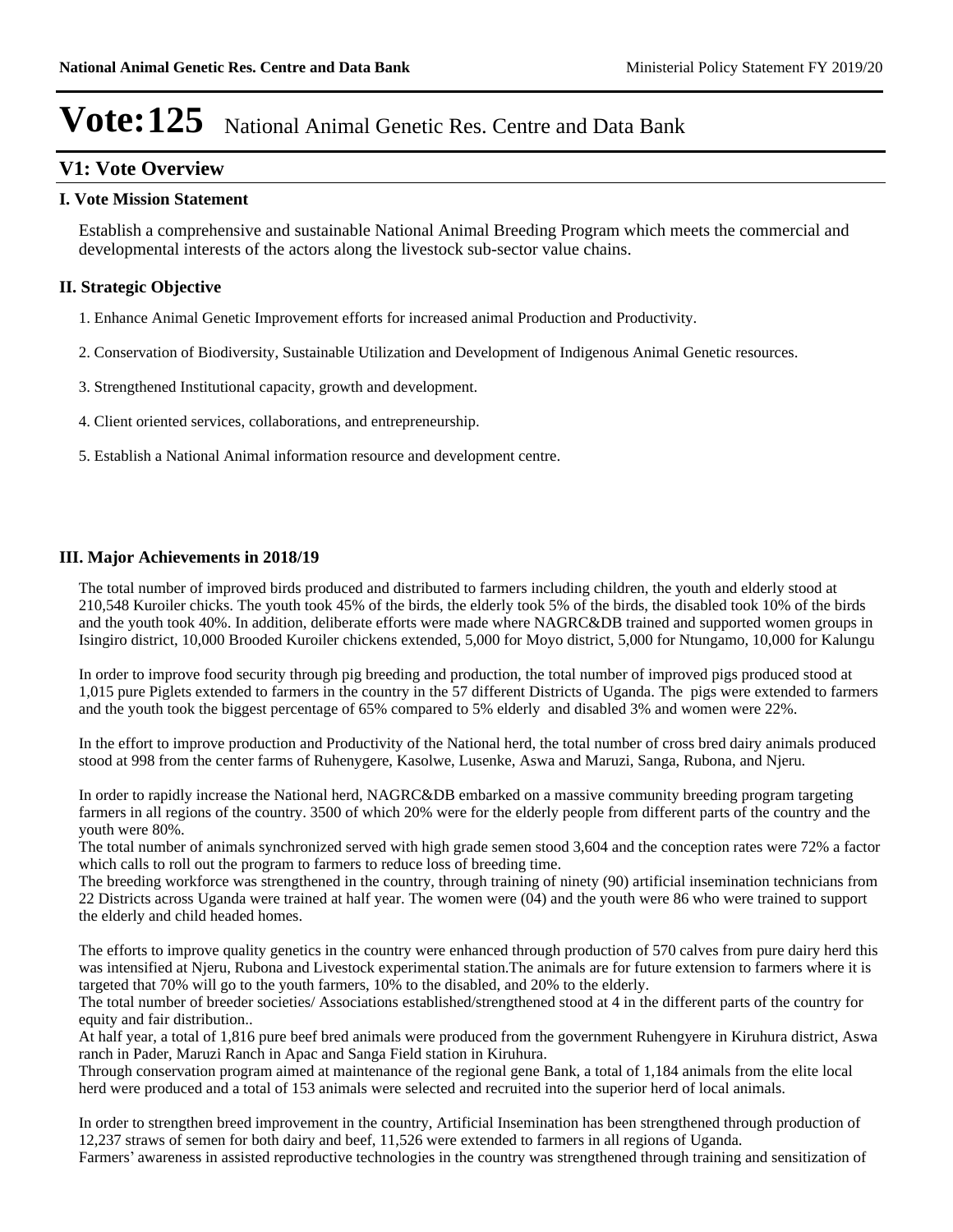# Vote:125 National Animal Genetic Res. Centre and Data Bank

## V1: Vote Overview

### I. Vote Mission Statement

Establish a comprehensive and sustainable National Animal Breeding Program which meets the commercial and developmental interests of the actors along the livestock sub-sector value chains.

### II. Strategic Objective

1. Enhance Animal Genetic Improvement efforts for increased animal Production and Productivity.

2. Conservation of Biodiversity, Sustainable Utilization and Development of Indigenous Animal Genetic resources.

3. Strengthened Institutional capacity, growth and development.

4. Client oriented services, collaborations, and entrepreneurship.

5. Establish a National Animal information resource and development centre.

### III. Major Achievements in 2018/19

The total number of improved birds produced and distributed to farmers including children, the youth and elderly stood at 210,548 Kuroiler chicks. The youth took 45% of the birds, the elderly took 5% of the birds, the disabled took 10% of the birds and the youth took 40%. In addition, deliberate efforts were made where NAGRC&DB trained and supported women groups in Isingiro district, 10,000 Brooded Kuroiler chickens extended, 5,000 for Moyo district, 5,000 for Ntungamo, 10,000 for Kalungu

In order to improve food security through pig breeding and production, the total number of improved pigs produced stood at 1,015 pure Piglets extended to farmers in the country in the 57 different Districts of Uganda. The pigs were extended to farmers and the youth took the biggest percentage of 65% compared to 5% elderly and disabled 3% and women were 22%.

In the effort to improve production and Productivity of the National herd, the total number of cross bred dairy animals produced stood at 998 from the center farms of Ruhenygere, Kasolwe, Lusenke, Aswa and Maruzi, Sanga, Rubona, and Njeru.

In order to rapidly increase the National herd, NAGRC&DB embarked on a massive community breeding program targeting farmers in all regions of the country. 3500 of which 20% were for the elderly people from different parts of the country and the youth were 80%.
The total number of animals synchronized served with high grade semen stood 3,604 and the conception rates were 72% a factor which calls to roll out the program to farmers to reduce loss of breeding time.
The breeding workforce was strengthened in the country, through training of ninety (90) artificial insemination technicians from 22 Districts across Uganda were trained at half year. The women were (04) and the youth were 86 who were trained to support the elderly and child headed homes.

The efforts to improve quality genetics in the country were enhanced through production of 570 calves from pure dairy herd this was intensified at Njeru, Rubona and Livestock experimental station.The animals are for future extension to farmers where it is targeted that 70% will go to the youth farmers, 10% to the disabled, and 20% to the elderly.
The total number of breeder societies/ Associations established/strengthened stood at 4 in the different parts of the country for equity and fair distribution..
At half year, a total of 1,816 pure beef bred animals were produced from the government Ruhengyere in Kiruhura district, Aswa ranch in Pader, Maruzi Ranch in Apac and Sanga Field station in Kiruhura.
Through conservation program aimed at maintenance of the regional gene Bank, a total of 1,184 animals from the elite local herd were produced and a total of 153 animals were selected and recruited into the superior herd of local animals.

In order to strengthen breed improvement in the country, Artificial Insemination has been strengthened through production of 12,237 straws of semen for both dairy and beef, 11,526 were extended to farmers in all regions of Uganda.
Farmers' awareness in assisted reproductive technologies in the country was strengthened through training and sensitization of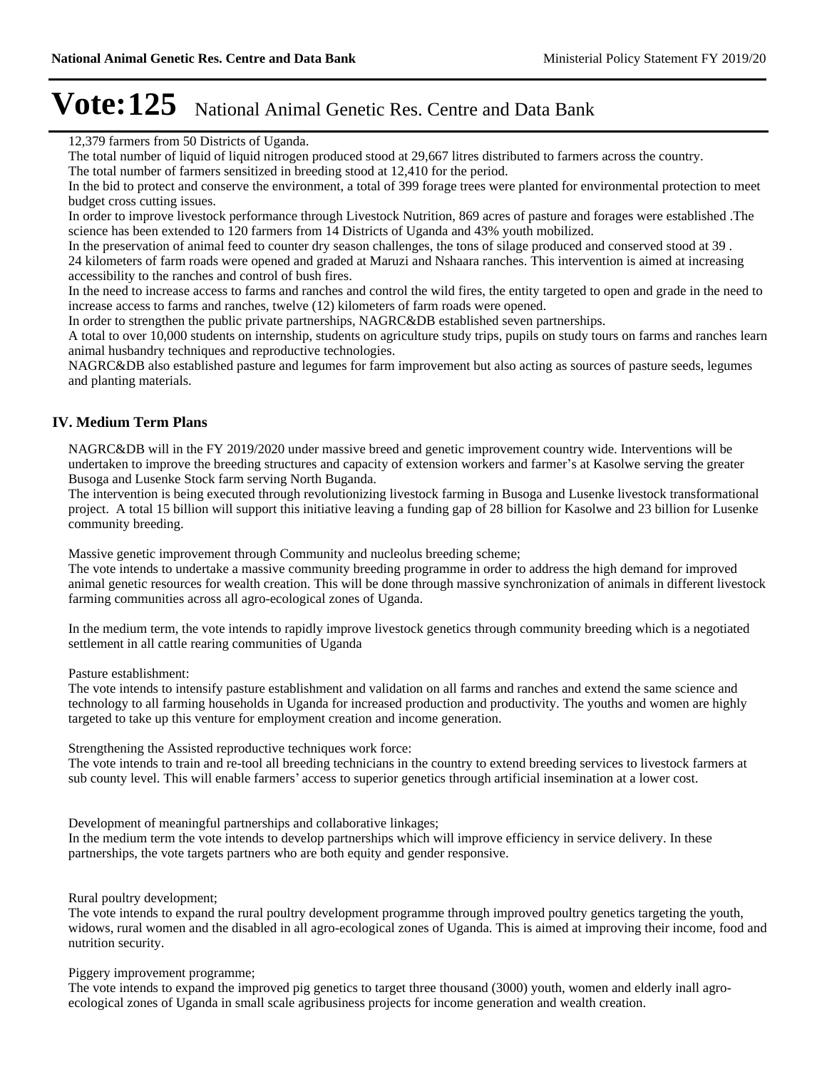12,379 farmers from 50 Districts of Uganda.

The total number of liquid of liquid nitrogen produced stood at 29,667 litres distributed to farmers across the country.

The total number of farmers sensitized in breeding stood at 12,410 for the period.

In the bid to protect and conserve the environment, a total of 399 forage trees were planted for environmental protection to meet budget cross cutting issues.

In order to improve livestock performance through Livestock Nutrition, 869 acres of pasture and forages were established .The science has been extended to 120 farmers from 14 Districts of Uganda and 43% youth mobilized.

In the preservation of animal feed to counter dry season challenges, the tons of silage produced and conserved stood at 39 .

24 kilometers of farm roads were opened and graded at Maruzi and Nshaara ranches. This intervention is aimed at increasing accessibility to the ranches and control of bush fires.

In the need to increase access to farms and ranches and control the wild fires, the entity targeted to open and grade in the need to increase access to farms and ranches, twelve (12) kilometers of farm roads were opened.

In order to strengthen the public private partnerships, NAGRC&DB established seven partnerships.

A total to over 10,000 students on internship, students on agriculture study trips, pupils on study tours on farms and ranches learn animal husbandry techniques and reproductive technologies.

NAGRC&DB also established pasture and legumes for farm improvement but also acting as sources of pasture seeds, legumes and planting materials.

## IV. Medium Term Plans

NAGRC&DB will in the FY 2019/2020 under massive breed and genetic improvement country wide. Interventions will be undertaken to improve the breeding structures and capacity of extension workers and farmer's at Kasolwe serving the greater Busoga and Lusenke Stock farm serving North Buganda.

The intervention is being executed through revolutionizing livestock farming in Busoga and Lusenke livestock transformational project. A total 15 billion will support this initiative leaving a funding gap of 28 billion for Kasolwe and 23 billion for Lusenke community breeding.

Massive genetic improvement through Community and nucleolus breeding scheme;

The vote intends to undertake a massive community breeding programme in order to address the high demand for improved animal genetic resources for wealth creation. This will be done through massive synchronization of animals in different livestock farming communities across all agro-ecological zones of Uganda.

In the medium term, the vote intends to rapidly improve livestock genetics through community breeding which is a negotiated settlement in all cattle rearing communities of Uganda

Pasture establishment:

The vote intends to intensify pasture establishment and validation on all farms and ranches and extend the same science and technology to all farming households in Uganda for increased production and productivity. The youths and women are highly targeted to take up this venture for employment creation and income generation.

Strengthening the Assisted reproductive techniques work force:

The vote intends to train and re-tool all breeding technicians in the country to extend breeding services to livestock farmers at sub county level. This will enable farmers' access to superior genetics through artificial insemination at a lower cost.

Development of meaningful partnerships and collaborative linkages;

In the medium term the vote intends to develop partnerships which will improve efficiency in service delivery. In these partnerships, the vote targets partners who are both equity and gender responsive.

Rural poultry development;

The vote intends to expand the rural poultry development programme through improved poultry genetics targeting the youth, widows, rural women and the disabled in all agro-ecological zones of Uganda. This is aimed at improving their income, food and nutrition security.

Piggery improvement programme;

The vote intends to expand the improved pig genetics to target three thousand (3000) youth, women and elderly inall agro-ecological zones of Uganda in small scale agribusiness projects for income generation and wealth creation.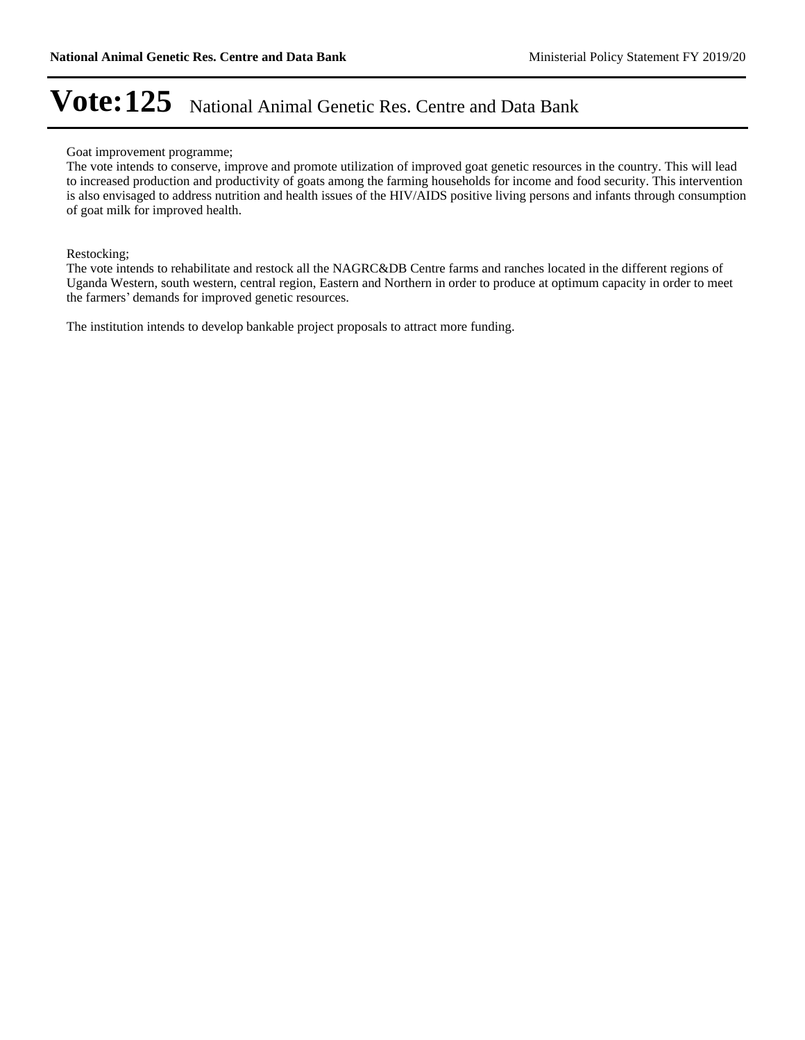Goat improvement programme;

The vote intends to conserve, improve and promote utilization of improved goat genetic resources in the country. This will lead to increased production and productivity of goats among the farming households for income and food security. This intervention is also envisaged to address nutrition and health issues of the HIV/AIDS positive living persons and infants through consumption of goat milk for improved health.

Restocking;

The vote intends to rehabilitate and restock all the NAGRC&DB Centre farms and ranches located in the different regions of Uganda Western, south western, central region, Eastern and Northern in order to produce at optimum capacity in order to meet the farmers' demands for improved genetic resources.

The institution intends to develop bankable project proposals to attract more funding.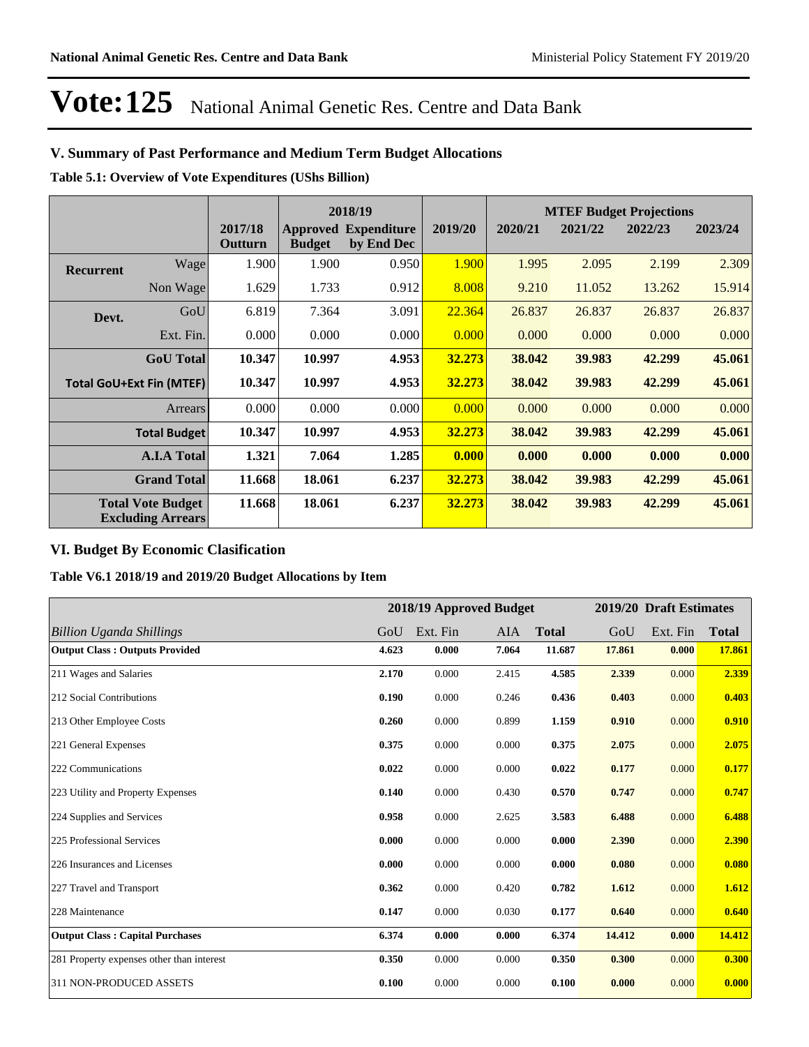# Vote:125 National Animal Genetic Res. Centre and Data Bank

## V. Summary of Past Performance and Medium Term Budget Allocations

**Table 5.1: Overview of Vote Expenditures (UShs Billion)**

| | | | 2018/19 | | | MTEF Budget Projections | | | |
|---|---|---|---|---|---|---|---|---|---|
| | | 2017/18 Outturn | Approved Budget | Expenditure by End Dec | 2019/20 | 2020/21 | 2021/22 | 2022/23 | 2023/24 |
| **Recurrent** | Wage | 1.900 | 1.900 | 0.950 | 1.900 | 1.995 | 2.095 | 2.199 | 2.309 |
| | Non Wage | 1.629 | 1.733 | 0.912 | 8.008 | 9.210 | 11.052 | 13.262 | 15.914 |
| **Devt.** | GoU | 6.819 | 7.364 | 3.091 | 22.364 | 26.837 | 26.837 | 26.837 | 26.837 |
| | Ext. Fin. | 0.000 | 0.000 | 0.000 | 0.000 | 0.000 | 0.000 | 0.000 | 0.000 |
| | **GoU Total** | **10.347** | **10.997** | **4.953** | **32.273** | **38.042** | **39.983** | **42.299** | **45.061** |
| **Total GoU+Ext Fin (MTEF)** | | **10.347** | **10.997** | **4.953** | **32.273** | **38.042** | **39.983** | **42.299** | **45.061** |
| | Arrears | 0.000 | 0.000 | 0.000 | 0.000 | 0.000 | 0.000 | 0.000 | 0.000 |
| | **Total Budget** | **10.347** | **10.997** | **4.953** | **32.273** | **38.042** | **39.983** | **42.299** | **45.061** |
| | **A.I.A Total** | **1.321** | **7.064** | **1.285** | **0.000** | **0.000** | **0.000** | **0.000** | **0.000** |
| | **Grand Total** | **11.668** | **18.061** | **6.237** | **32.273** | **38.042** | **39.983** | **42.299** | **45.061** |
| **Total Vote Budget Excluding Arrears** | | **11.668** | **18.061** | **6.237** | **32.273** | **38.042** | **39.983** | **42.299** | **45.061** |

## VI. Budget By Economic Clasification

**Table V6.1 2018/19 and 2019/20 Budget Allocations by Item**

| | 2018/19 Approved Budget | | | | 2019/20 Draft Estimates | | |
|---|---|---|---|---|---|---|---|
| *Billion Uganda Shillings* | GoU | Ext. Fin | AIA | **Total** | GoU | Ext. Fin | **Total** |
| **Output Class : Outputs Provided** | **4.623** | **0.000** | **7.064** | **11.687** | **17.861** | **0.000** | **17.861** |
| 211 Wages and Salaries | **2.170** | 0.000 | 2.415 | **4.585** | **2.339** | 0.000 | **2.339** |
| 212 Social Contributions | **0.190** | 0.000 | 0.246 | **0.436** | **0.403** | 0.000 | **0.403** |
| 213 Other Employee Costs | **0.260** | 0.000 | 0.899 | **1.159** | **0.910** | 0.000 | **0.910** |
| 221 General Expenses | **0.375** | 0.000 | 0.000 | **0.375** | **2.075** | 0.000 | **2.075** |
| 222 Communications | **0.022** | 0.000 | 0.000 | **0.022** | **0.177** | 0.000 | **0.177** |
| 223 Utility and Property Expenses | **0.140** | 0.000 | 0.430 | **0.570** | **0.747** | 0.000 | **0.747** |
| 224 Supplies and Services | **0.958** | 0.000 | 2.625 | **3.583** | **6.488** | 0.000 | **6.488** |
| 225 Professional Services | **0.000** | 0.000 | 0.000 | **0.000** | **2.390** | 0.000 | **2.390** |
| 226 Insurances and Licenses | **0.000** | 0.000 | 0.000 | **0.000** | **0.080** | 0.000 | **0.080** |
| 227 Travel and Transport | **0.362** | 0.000 | 0.420 | **0.782** | **1.612** | 0.000 | **1.612** |
| 228 Maintenance | **0.147** | 0.000 | 0.030 | **0.177** | **0.640** | 0.000 | **0.640** |
| **Output Class : Capital Purchases** | **6.374** | **0.000** | **0.000** | **6.374** | **14.412** | **0.000** | **14.412** |
| 281 Property expenses other than interest | **0.350** | 0.000 | 0.000 | **0.350** | **0.300** | 0.000 | **0.300** |
| 311 NON-PRODUCED ASSETS | **0.100** | 0.000 | 0.000 | **0.100** | **0.000** | 0.000 | **0.000** |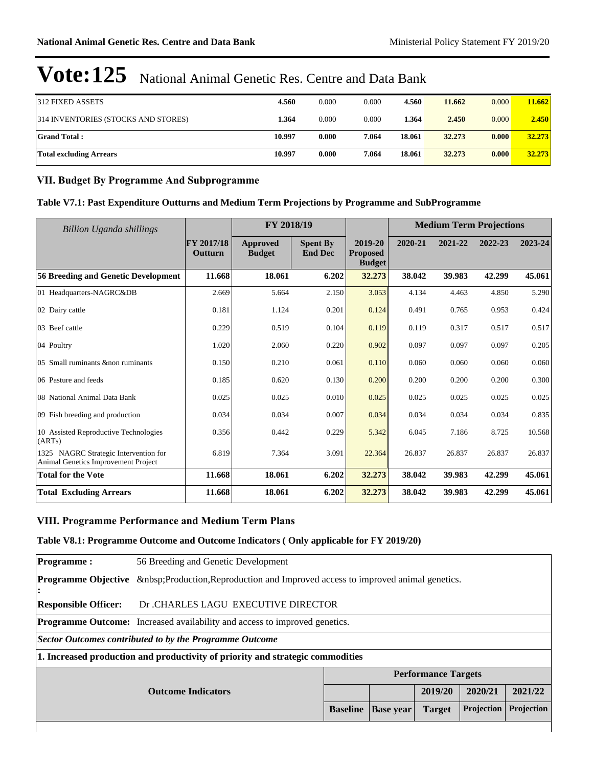# Vote:125 National Animal Genetic Res. Centre and Data Bank

| | | | | | | | |
|---|---|---|---|---|---|---|---|
| 312 FIXED ASSETS | **4.560** | 0.000 | 0.000 | **4.560** | **11.662** | 0.000 | **11.662** |
| 314 INVENTORIES (STOCKS AND STORES) | **1.364** | 0.000 | 0.000 | **1.364** | **2.450** | 0.000 | **2.450** |
| **Grand Total :** | **10.997** | **0.000** | **7.064** | **18.061** | **32.273** | **0.000** | **32.273** |
| **Total excluding Arrears** | **10.997** | **0.000** | **7.064** | **18.061** | **32.273** | **0.000** | **32.273** |

## VII. Budget By Programme And Subprogramme

### Table V7.1: Past Expenditure Outturns and Medium Term Projections by Programme and SubProgramme

| *Billion Uganda shillings* | | FY 2018/19 | | | Medium Term Projections | | | |
|---|---|---|---|---|---|---|---|---|
| | **FY 2017/18 Outturn** | **Approved Budget** | **Spent By End Dec** | **2019-20 Proposed Budget** | **2020-21** | **2021-22** | **2022-23** | **2023-24** |
| **56 Breeding and Genetic Development** | **11.668** | **18.061** | **6.202** | **32.273** | **38.042** | **39.983** | **42.299** | **45.061** |
| 01 Headquarters-NAGRC&DB | 2.669 | 5.664 | 2.150 | 3.053 | 4.134 | 4.463 | 4.850 | 5.290 |
| 02 Dairy cattle | 0.181 | 1.124 | 0.201 | 0.124 | 0.491 | 0.765 | 0.953 | 0.424 |
| 03 Beef cattle | 0.229 | 0.519 | 0.104 | 0.119 | 0.119 | 0.317 | 0.517 | 0.517 |
| 04 Poultry | 1.020 | 2.060 | 0.220 | 0.902 | 0.097 | 0.097 | 0.097 | 0.205 |
| 05 Small ruminants &non ruminants | 0.150 | 0.210 | 0.061 | 0.110 | 0.060 | 0.060 | 0.060 | 0.060 |
| 06 Pasture and feeds | 0.185 | 0.620 | 0.130 | 0.200 | 0.200 | 0.200 | 0.200 | 0.300 |
| 08 National Animal Data Bank | 0.025 | 0.025 | 0.010 | 0.025 | 0.025 | 0.025 | 0.025 | 0.025 |
| 09 Fish breeding and production | 0.034 | 0.034 | 0.007 | 0.034 | 0.034 | 0.034 | 0.034 | 0.835 |
| 10 Assisted Reproductive Technologies (ARTs) | 0.356 | 0.442 | 0.229 | 5.342 | 6.045 | 7.186 | 8.725 | 10.568 |
| 1325 NAGRC Strategic Intervention for Animal Genetics Improvement Project | 6.819 | 7.364 | 3.091 | 22.364 | 26.837 | 26.837 | 26.837 | 26.837 |
| **Total for the Vote** | **11.668** | **18.061** | **6.202** | **32.273** | **38.042** | **39.983** | **42.299** | **45.061** |
| **Total Excluding Arrears** | **11.668** | **18.061** | **6.202** | **32.273** | **38.042** | **39.983** | **42.299** | **45.061** |

## VIII. Programme Performance and Medium Term Plans

### Table V8.1: Programme Outcome and Outcome Indicators ( Only applicable for FY 2019/20)

**Programme :** 56 Breeding and Genetic Development

**Programme Objective :** &nbsp;Production,Reproduction and Improved access to improved animal genetics.

**Responsible Officer:** Dr .CHARLES LAGU EXECUTIVE DIRECTOR

**Programme Outcome:** Increased availability and access to improved genetics.

***Sector Outcomes contributed to by the Programme Outcome***

**1. Increased production and productivity of priority and strategic commodities**

| **Outcome Indicators** | Performance Targets | | | | |
|---|---|---|---|---|---|
| | | | **2019/20** | **2020/21** | **2021/22** |
| | **Baseline** | **Base year** | **Target** | **Projection** | **Projection** |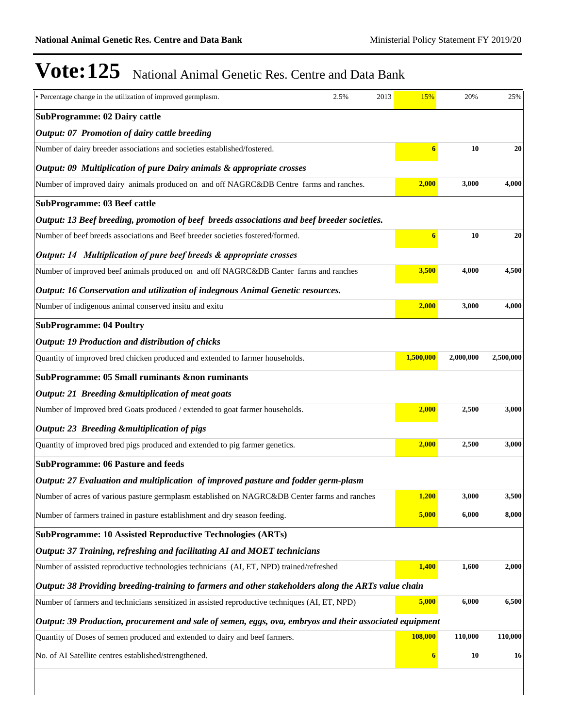# Vote:125 National Animal Genetic Res. Centre and Data Bank

| Indicator | Baseline | Base year | Target | | |
|---|---|---|---|---|---|
| • Percentage change in the utilization of improved germplasm. | 2.5% | 2013 | 15% | 20% | 25% |
| **SubProgramme: 02 Dairy cattle** | | | | | |
| ***Output: 07 Promotion of dairy cattle breeding*** | | | | | |
| Number of dairy breeder associations and societies established/fostered. | | | **6** | **10** | **20** |
| ***Output: 09 Multiplication of pure Dairy animals & appropriate crosses*** | | | | | |
| Number of improved dairy animals produced on and off NAGRC&DB Centre farms and ranches. | | | **2,000** | **3,000** | **4,000** |
| **SubProgramme: 03 Beef cattle** | | | | | |
| ***Output: 13 Beef breeding, promotion of beef breeds associations and beef breeder societies.*** | | | | | |
| Number of beef breeds associations and Beef breeder societies fostered/formed. | | | **6** | **10** | **20** |
| ***Output: 14 Multiplication of pure beef breeds & appropriate crosses*** | | | | | |
| Number of improved beef animals produced on and off NAGRC&DB Canter farms and ranches | | | **3,500** | **4,000** | **4,500** |
| ***Output: 16 Conservation and utilization of indegnous Animal Genetic resources.*** | | | | | |
| Number of indigenous animal conserved insitu and exitu | | | **2,000** | **3,000** | **4,000** |
| **SubProgramme: 04 Poultry** | | | | | |
| ***Output: 19 Production and distribution of chicks*** | | | | | |
| Quantity of improved bred chicken produced and extended to farmer households. | | | **1,500,000** | **2,000,000** | **2,500,000** |
| **SubProgramme: 05 Small ruminants &non ruminants** | | | | | |
| ***Output: 21 Breeding &multiplication of meat goats*** | | | | | |
| Number of Improved bred Goats produced / extended to goat farmer households. | | | **2,000** | **2,500** | **3,000** |
| ***Output: 23 Breeding &multiplication of pigs*** | | | | | |
| Quantity of improved bred pigs produced and extended to pig farmer genetics. | | | **2,000** | **2,500** | **3,000** |
| **SubProgramme: 06 Pasture and feeds** | | | | | |
| ***Output: 27 Evaluation and multiplication of improved pasture and fodder germ-plasm*** | | | | | |
| Number of acres of various pasture germplasm established on NAGRC&DB Center farms and ranches | | | **1,200** | **3,000** | **3,500** |
| Number of farmers trained in pasture establishment and dry season feeding. | | | **5,000** | **6,000** | **8,000** |
| **SubProgramme: 10 Assisted Reproductive Technologies (ARTs)** | | | | | |
| ***Output: 37 Training, refreshing and facilitating AI and MOET technicians*** | | | | | |
| Number of assisted reproductive technologies technicians (AI, ET, NPD) trained/refreshed | | | **1,400** | **1,600** | **2,000** |
| ***Output: 38 Providing breeding-training to farmers and other stakeholders along the ARTs value chain*** | | | | | |
| Number of farmers and technicians sensitized in assisted reproductive techniques (AI, ET, NPD) | | | **5,000** | **6,000** | **6,500** |
| ***Output: 39 Production, procurement and sale of semen, eggs, ova, embryos and their associated equipment*** | | | | | |
| Quantity of Doses of semen produced and extended to dairy and beef farmers. | | | **108,000** | **110,000** | **110,000** |
| No. of AI Satellite centres established/strengthened. | | | **6** | **10** | **16** |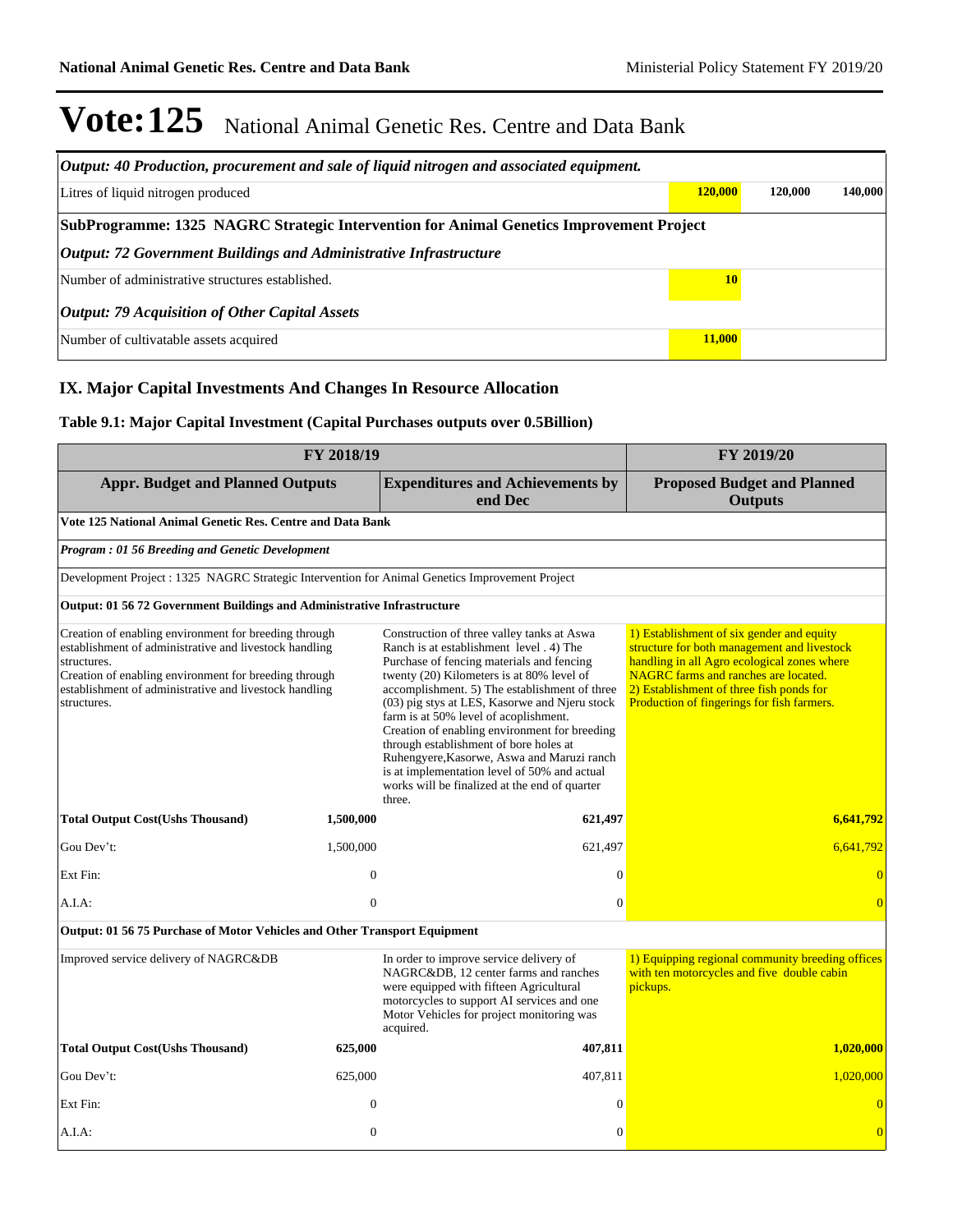# Vote:125 National Animal Genetic Res. Centre and Data Bank

| *Output: 40 Production, procurement and sale of liquid nitrogen and associated equipment.* | | | |
|---|---|---|---|
| Litres of liquid nitrogen produced | **120,000** | **120,000** | **140,000** |
| **SubProgramme: 1325 NAGRC Strategic Intervention for Animal Genetics Improvement Project** | | | |
| ***Output: 72 Government Buildings and Administrative Infrastructure*** | | | |
| Number of administrative structures established. | **10** | | |
| ***Output: 79 Acquisition of Other Capital Assets*** | | | |
| Number of cultivatable assets acquired | **11,000** | | |

## IX. Major Capital Investments And Changes In Resource Allocation

### Table 9.1: Major Capital Investment (Capital Purchases outputs over 0.5Billion)

| FY 2018/19 | | | FY 2019/20 |
|---|---|---|---|
| **Appr. Budget and Planned Outputs** | | **Expenditures and Achievements by end Dec** | **Proposed Budget and Planned Outputs** |
| **Vote 125 National Animal Genetic Res. Centre and Data Bank** | | | |
| ***Program : 01 56 Breeding and Genetic Development*** | | | |
| Development Project : 1325 NAGRC Strategic Intervention for Animal Genetics Improvement Project | | | |
| **Output: 01 56 72 Government Buildings and Administrative Infrastructure** | | | |
| Creation of enabling environment for breeding through establishment of administrative and livestock handling structures.<br>Creation of enabling environment for breeding through establishment of administrative and livestock handling structures. | | Construction of three valley tanks at Aswa Ranch is at establishment level . 4) The Purchase of fencing materials and fencing twenty (20) Kilometers is at 80% level of accomplishment. 5) The establishment of three (03) pig stys at LES, Kasorwe and Njeru stock farm is at 50% level of acoplishment.<br>Creation of enabling environment for breeding through establishment of bore holes at Ruhengyere,Kasorwe, Aswa and Maruzi ranch is at implementation level of 50% and actual works will be finalized at the end of quarter three. | 1) Establishment of six gender and equity structure for both management and livestock handling in all Agro ecological zones where NAGRC farms and ranches are located.<br>2) Establishment of three fish ponds for Production of fingerings for fish farmers. |
| **Total Output Cost(Ushs Thousand)** | **1,500,000** | **621,497** | **6,641,792** |
| Gou Dev't: | 1,500,000 | 621,497 | 6,641,792 |
| Ext Fin: | 0 | 0 | 0 |
| A.I.A: | 0 | 0 | 0 |
| **Output: 01 56 75 Purchase of Motor Vehicles and Other Transport Equipment** | | | |
| Improved service delivery of NAGRC&DB | | In order to improve service delivery of NAGRC&DB, 12 center farms and ranches were equipped with fifteen Agricultural motorcycles to support AI services and one Motor Vehicles for project monitoring was acquired. | 1) Equipping regional community breeding offices with ten motorcycles and five double cabin pickups. |
| **Total Output Cost(Ushs Thousand)** | **625,000** | **407,811** | **1,020,000** |
| Gou Dev't: | 625,000 | 407,811 | 1,020,000 |
| Ext Fin: | 0 | 0 | 0 |
| A.I.A: | 0 | 0 | 0 |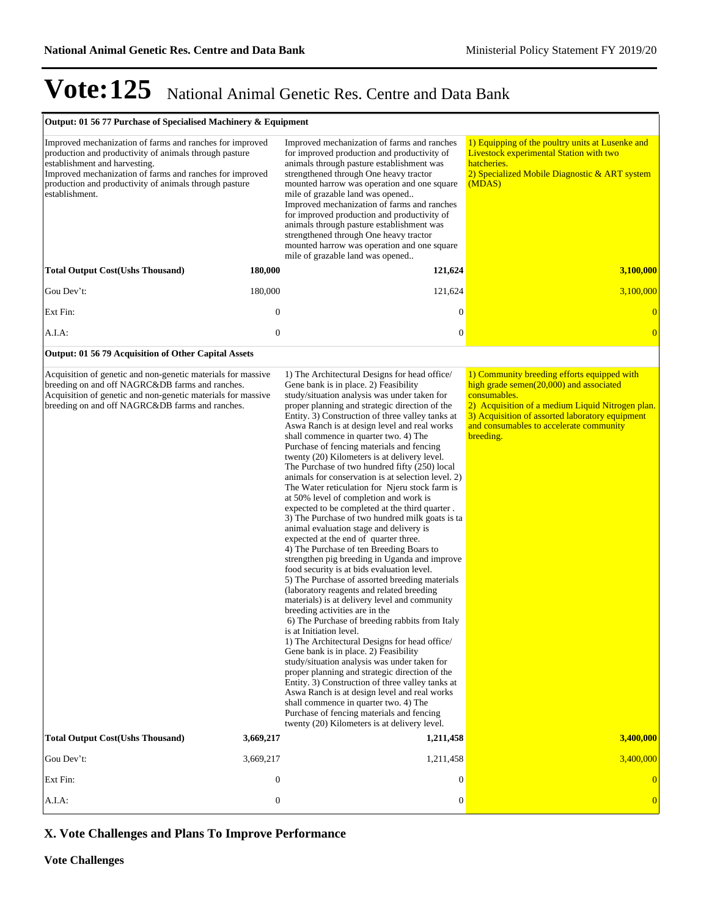# Vote:125 National Animal Genetic Res. Centre and Data Bank

| | | | |
|---|---|---|---|
| **Output: 01 56 77 Purchase of Specialised Machinery & Equipment** | | | |
| Improved mechanization of farms and ranches for improved production and productivity of animals through pasture establishment and harvesting.<br>Improved mechanization of farms and ranches for improved production and productivity of animals through pasture establishment. | | Improved mechanization of farms and ranches for improved production and productivity of animals through pasture establishment was strengthened through One heavy tractor mounted harrow was operation and one square mile of grazable land was opened..<br>Improved mechanization of farms and ranches for improved production and productivity of animals through pasture establishment was strengthened through One heavy tractor mounted harrow was operation and one square mile of grazable land was opened.. | 1) Equipping of the poultry units at Lusenke and Livestock experimental Station with two hatcheries.<br>2) Specialized Mobile Diagnostic & ART system (MDAS) |
| **Total Output Cost(Ushs Thousand)** | **180,000** | **121,624** | **3,100,000** |
| Gou Dev't: | 180,000 | 121,624 | 3,100,000 |
| Ext Fin: | 0 | 0 | 0 |
| A.I.A: | 0 | 0 | 0 |
| **Output: 01 56 79 Acquisition of Other Capital Assets** | | | |
| Acquisition of genetic and non-genetic materials for massive breeding on and off NAGRC&DB farms and ranches.<br>Acquisition of genetic and non-genetic materials for massive breeding on and off NAGRC&DB farms and ranches. | | 1) The Architectural Designs for head office/ Gene bank is in place. 2) Feasibility study/situation analysis was under taken for proper planning and strategic direction of the Entity. 3) Construction of three valley tanks at Aswa Ranch is at design level and real works shall commence in quarter two. 4) The Purchase of fencing materials and fencing twenty (20) Kilometers is at delivery level. The Purchase of two hundred fifty (250) local animals for conservation is at selection level. 2) The Water reticulation for Njeru stock farm is at 50% level of completion and work is expected to be completed at the third quarter .<br>3) The Purchase of two hundred milk goats is ta animal evaluation stage and delivery is expected at the end of quarter three.<br>4) The Purchase of ten Breeding Boars to strengthen pig breeding in Uganda and improve food security is at bids evaluation level.<br>5) The Purchase of assorted breeding materials (laboratory reagents and related breeding materials) is at delivery level and community breeding activities are in the<br>6) The Purchase of breeding rabbits from Italy is at Initiation level.<br>1) The Architectural Designs for head office/ Gene bank is in place. 2) Feasibility study/situation analysis was under taken for proper planning and strategic direction of the Entity. 3) Construction of three valley tanks at Aswa Ranch is at design level and real works shall commence in quarter two. 4) The Purchase of fencing materials and fencing twenty (20) Kilometers is at delivery level. | 1) Community breeding efforts equipped with high grade semen(20,000) and associated consumables.<br>2) Acquisition of a medium Liquid Nitrogen plan.<br>3) Acquisition of assorted laboratory equipment and consumables to accelerate community breeding. |
| **Total Output Cost(Ushs Thousand)** | **3,669,217** | **1,211,458** | **3,400,000** |
| Gou Dev't: | 3,669,217 | 1,211,458 | 3,400,000 |
| Ext Fin: | 0 | 0 | 0 |
| A.I.A: | 0 | 0 | 0 |

## X. Vote Challenges and Plans To Improve Performance

### Vote Challenges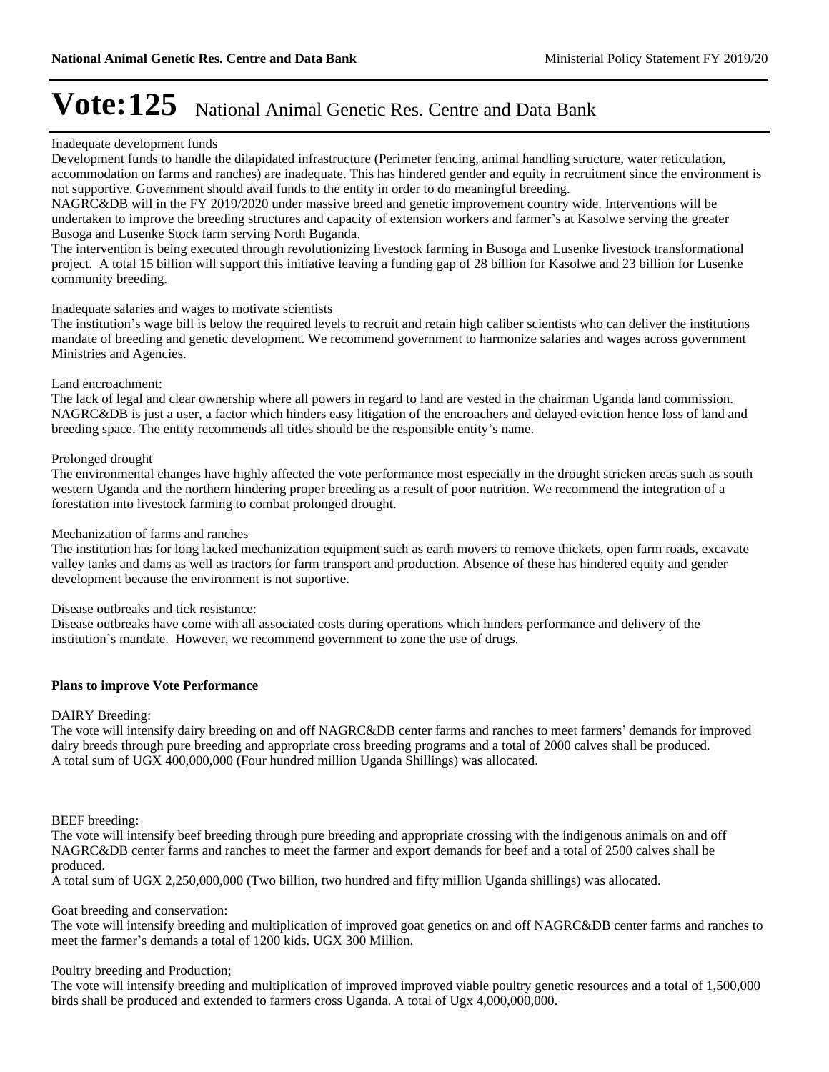# Vote:125 National Animal Genetic Res. Centre and Data Bank

Inadequate development funds

Development funds to handle the dilapidated infrastructure (Perimeter fencing, animal handling structure, water reticulation, accommodation on farms and ranches) are inadequate. This has hindered gender and equity in recruitment since the environment is not supportive. Government should avail funds to the entity in order to do meaningful breeding.

NAGRC&DB will in the FY 2019/2020 under massive breed and genetic improvement country wide. Interventions will be undertaken to improve the breeding structures and capacity of extension workers and farmer's at Kasolwe serving the greater Busoga and Lusenke Stock farm serving North Buganda.

The intervention is being executed through revolutionizing livestock farming in Busoga and Lusenke livestock transformational project. A total 15 billion will support this initiative leaving a funding gap of 28 billion for Kasolwe and 23 billion for Lusenke community breeding.

Inadequate salaries and wages to motivate scientists

The institution's wage bill is below the required levels to recruit and retain high caliber scientists who can deliver the institutions mandate of breeding and genetic development. We recommend government to harmonize salaries and wages across government Ministries and Agencies.

Land encroachment:

The lack of legal and clear ownership where all powers in regard to land are vested in the chairman Uganda land commission. NAGRC&DB is just a user, a factor which hinders easy litigation of the encroachers and delayed eviction hence loss of land and breeding space. The entity recommends all titles should be the responsible entity's name.

Prolonged drought

The environmental changes have highly affected the vote performance most especially in the drought stricken areas such as south western Uganda and the northern hindering proper breeding as a result of poor nutrition. We recommend the integration of a forestation into livestock farming to combat prolonged drought.

Mechanization of farms and ranches

The institution has for long lacked mechanization equipment such as earth movers to remove thickets, open farm roads, excavate valley tanks and dams as well as tractors for farm transport and production. Absence of these has hindered equity and gender development because the environment is not suportive.

Disease outbreaks and tick resistance:

Disease outbreaks have come with all associated costs during operations which hinders performance and delivery of the institution's mandate. However, we recommend government to zone the use of drugs.

**Plans to improve Vote Performance**

DAIRY Breeding:

The vote will intensify dairy breeding on and off NAGRC&DB center farms and ranches to meet farmers' demands for improved dairy breeds through pure breeding and appropriate cross breeding programs and a total of 2000 calves shall be produced.
A total sum of UGX 400,000,000 (Four hundred million Uganda Shillings) was allocated.

BEEF breeding:

The vote will intensify beef breeding through pure breeding and appropriate crossing with the indigenous animals on and off NAGRC&DB center farms and ranches to meet the farmer and export demands for beef and a total of 2500 calves shall be produced.
A total sum of UGX 2,250,000,000 (Two billion, two hundred and fifty million Uganda shillings) was allocated.

Goat breeding and conservation:

The vote will intensify breeding and multiplication of improved goat genetics on and off NAGRC&DB center farms and ranches to meet the farmer's demands a total of 1200 kids. UGX 300 Million.

Poultry breeding and Production;

The vote will intensify breeding and multiplication of improved improved viable poultry genetic resources and a total of 1,500,000 birds shall be produced and extended to farmers cross Uganda. A total of Ugx 4,000,000,000.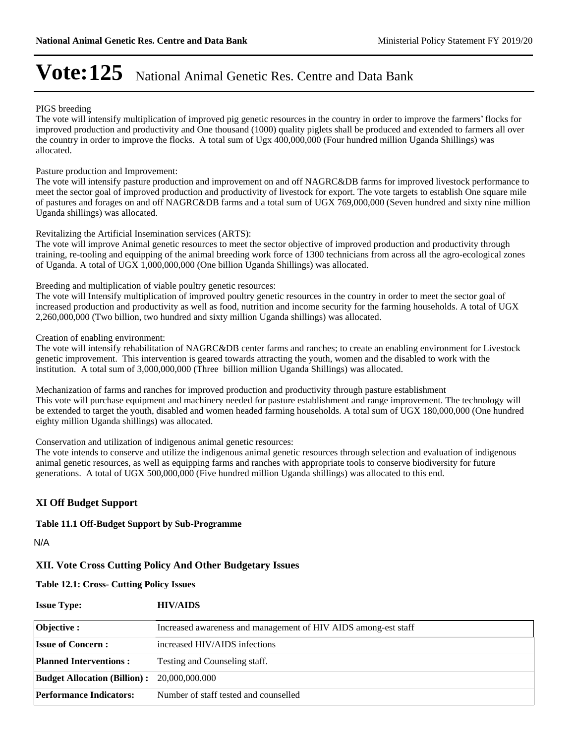# Vote:125 National Animal Genetic Res. Centre and Data Bank

PIGS breeding

The vote will intensify multiplication of improved pig genetic resources in the country in order to improve the farmers' flocks for improved production and productivity and One thousand (1000) quality piglets shall be produced and extended to farmers all over the country in order to improve the flocks. A total sum of Ugx 400,000,000 (Four hundred million Uganda Shillings) was allocated.

Pasture production and Improvement:

The vote will intensify pasture production and improvement on and off NAGRC&DB farms for improved livestock performance to meet the sector goal of improved production and productivity of livestock for export. The vote targets to establish One square mile of pastures and forages on and off NAGRC&DB farms and a total sum of UGX 769,000,000 (Seven hundred and sixty nine million Uganda shillings) was allocated.

Revitalizing the Artificial Insemination services (ARTS):

The vote will improve Animal genetic resources to meet the sector objective of improved production and productivity through training, re-tooling and equipping of the animal breeding work force of 1300 technicians from across all the agro-ecological zones of Uganda. A total of UGX 1,000,000,000 (One billion Uganda Shillings) was allocated.

Breeding and multiplication of viable poultry genetic resources:

The vote will Intensify multiplication of improved poultry genetic resources in the country in order to meet the sector goal of increased production and productivity as well as food, nutrition and income security for the farming households. A total of UGX 2,260,000,000 (Two billion, two hundred and sixty million Uganda shillings) was allocated.

Creation of enabling environment:

The vote will intensify rehabilitation of NAGRC&DB center farms and ranches; to create an enabling environment for Livestock genetic improvement. This intervention is geared towards attracting the youth, women and the disabled to work with the institution. A total sum of 3,000,000,000 (Three billion million Uganda Shillings) was allocated.

Mechanization of farms and ranches for improved production and productivity through pasture establishment

This vote will purchase equipment and machinery needed for pasture establishment and range improvement. The technology will be extended to target the youth, disabled and women headed farming households. A total sum of UGX 180,000,000 (One hundred eighty million Uganda shillings) was allocated.

Conservation and utilization of indigenous animal genetic resources:

The vote intends to conserve and utilize the indigenous animal genetic resources through selection and evaluation of indigenous animal genetic resources, as well as equipping farms and ranches with appropriate tools to conserve biodiversity for future generations. A total of UGX 500,000,000 (Five hundred million Uganda shillings) was allocated to this end.

## XI Off Budget Support

**Table 11.1 Off-Budget Support by Sub-Programme**

N/A

## XII. Vote Cross Cutting Policy And Other Budgetary Issues

**Table 12.1: Cross- Cutting Policy Issues**

**Issue Type:** **HIV/AIDS**

| | |
|---|---|
| **Objective :** | Increased awareness and management of HIV AIDS among-est staff |
| **Issue of Concern :** | increased HIV/AIDS infections |
| **Planned Interventions :** | Testing and Counseling staff. |
| **Budget Allocation (Billion) :** | 20,000,000.000 |
| **Performance Indicators:** | Number of staff tested and counselled |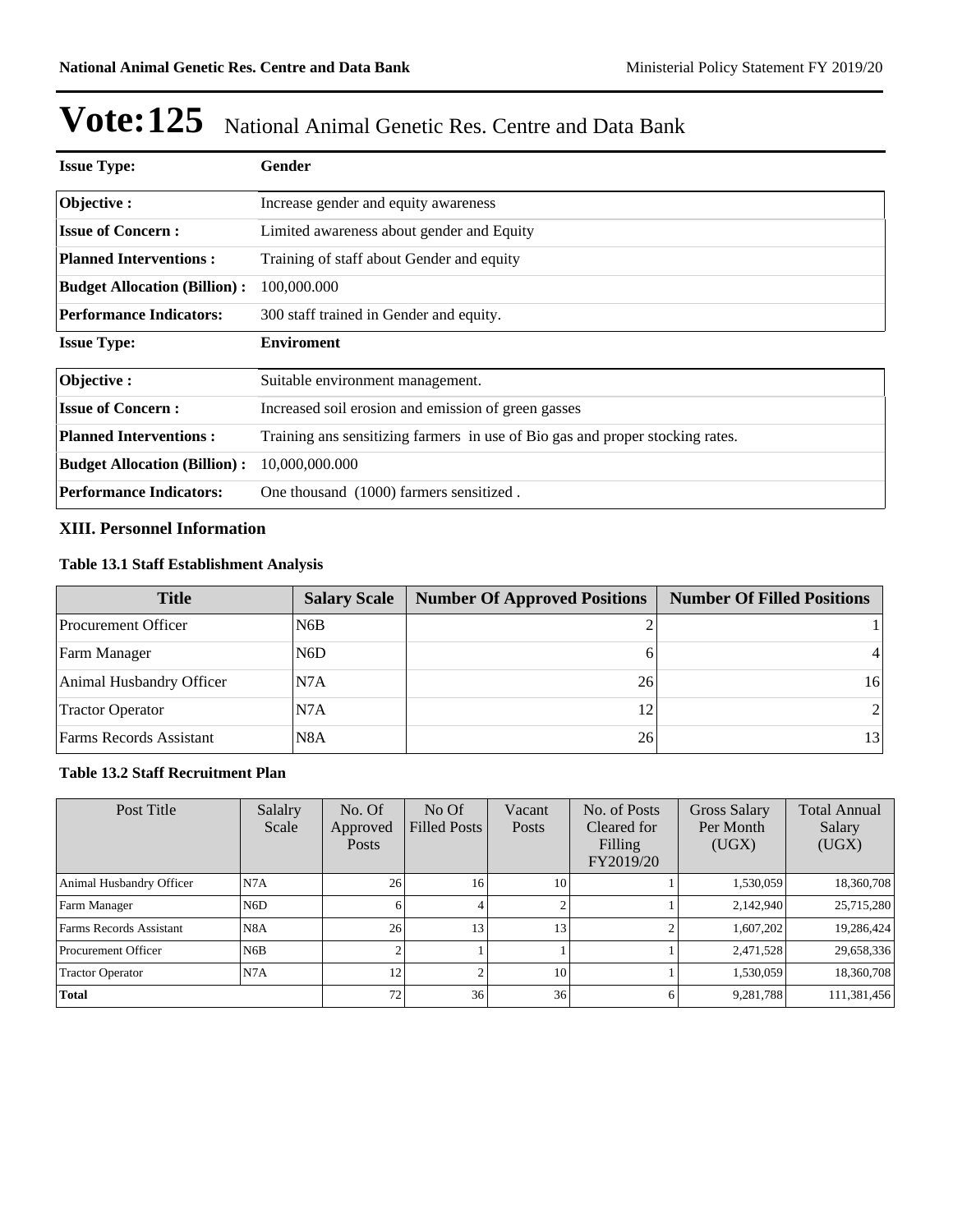# Vote:125 National Animal Genetic Res. Centre and Data Bank

| **Issue Type:** | **Gender** |
|---|---|
| **Objective :** | Increase gender and equity awareness |
| **Issue of Concern :** | Limited awareness about gender and Equity |
| **Planned Interventions :** | Training of staff about Gender and equity |
| **Budget Allocation (Billion) :** | 100,000.000 |
| **Performance Indicators:** | 300 staff trained in Gender and equity. |

| **Issue Type:** | **Enviroment** |
|---|---|
| **Objective :** | Suitable environment management. |
| **Issue of Concern :** | Increased soil erosion and emission of green gasses |
| **Planned Interventions :** | Training ans sensitizing farmers in use of Bio gas and proper stocking rates. |
| **Budget Allocation (Billion) :** | 10,000,000.000 |
| **Performance Indicators:** | One thousand (1000) farmers sensitized . |

## XIII. Personnel Information

### Table 13.1 Staff Establishment Analysis

| Title | Salary Scale | Number Of Approved Positions | Number Of Filled Positions |
|---|---|---|---|
| Procurement Officer | N6B | 2 | 1 |
| Farm Manager | N6D | 6 | 4 |
| Animal Husbandry Officer | N7A | 26 | 16 |
| Tractor Operator | N7A | 12 | 2 |
| Farms Records Assistant | N8A | 26 | 13 |

### Table 13.2 Staff Recruitment Plan

| Post Title | Salalry Scale | No. Of Approved Posts | No Of Filled Posts | Vacant Posts | No. of Posts Cleared for Filling FY2019/20 | Gross Salary Per Month (UGX) | Total Annual Salary (UGX) |
|---|---|---|---|---|---|---|---|
| Animal Husbandry Officer | N7A | 26 | 16 | 10 | 1 | 1,530,059 | 18,360,708 |
| Farm Manager | N6D | 6 | 4 | 2 | 1 | 2,142,940 | 25,715,280 |
| Farms Records Assistant | N8A | 26 | 13 | 13 | 2 | 1,607,202 | 19,286,424 |
| Procurement Officer | N6B | 2 | 1 | 1 | 1 | 2,471,528 | 29,658,336 |
| Tractor Operator | N7A | 12 | 2 | 10 | 1 | 1,530,059 | 18,360,708 |
| **Total** | | 72 | 36 | 36 | 6 | 9,281,788 | 111,381,456 |